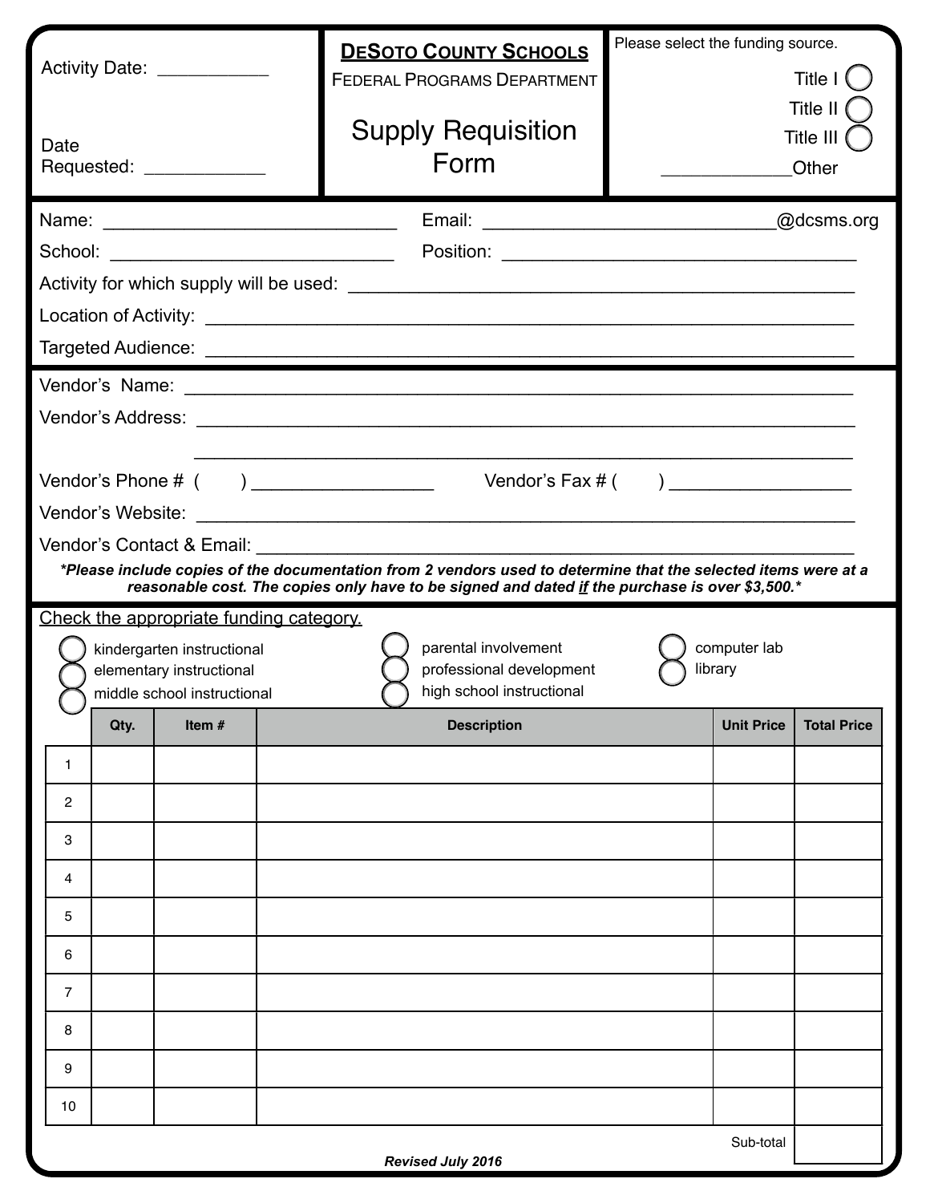Activity Date: ___________

Date Requested: ____________

**DESOTO COUNTY SCHOOLS**

FEDERAL PROGRAMS DEPARTMENT

# Supply Requisition Form

Please select the funding source.

- Title I ◯
- Title II ◯
- Title III ◯
- _____________Other

Name: _____________________________ Email: ____________________________@dcsms.org

School: ____________________________ Position: ___________________________________

Activity for which supply will be used: _________________________________________________

Location of Activity: _______________________________________________________________

Targeted Audience: ________________________________________________________________

Vendor's Name: ___________________________________________________________________

Vendor's Address: _________________________________________________________________

_______________________________________________________________________________

Vendor's Phone # (      ) _________________ Vendor's Fax # (      ) __________________

Vendor's Website: _________________________________________________________________

Vendor's Contact & Email: ___________________________________________________________

***Please include copies of the documentation from 2 vendors used to determine that the selected items were at a reasonable cost. The copies only have to be signed and dated *if* the purchase is over $3,500.***

Check the appropriate funding category.

- ◯ kindergarten instructional
- ◯ elementary instructional
- ◯ middle school instructional
- ◯ parental involvement
- ◯ professional development
- ◯ high school instructional
- ◯ computer lab
- ◯ library

| | Qty. | Item # | Description | Unit Price | Total Price |
|---|---|---|---|---|---|
| 1 | | | | | |
| 2 | | | | | |
| 3 | | | | | |
| 4 | | | | | |
| 5 | | | | | |
| 6 | | | | | |
| 7 | | | | | |
| 8 | | | | | |
| 9 | | | | | |
| 10 | | | | | |
| | | | | Sub-total | |

***Revised July 2016***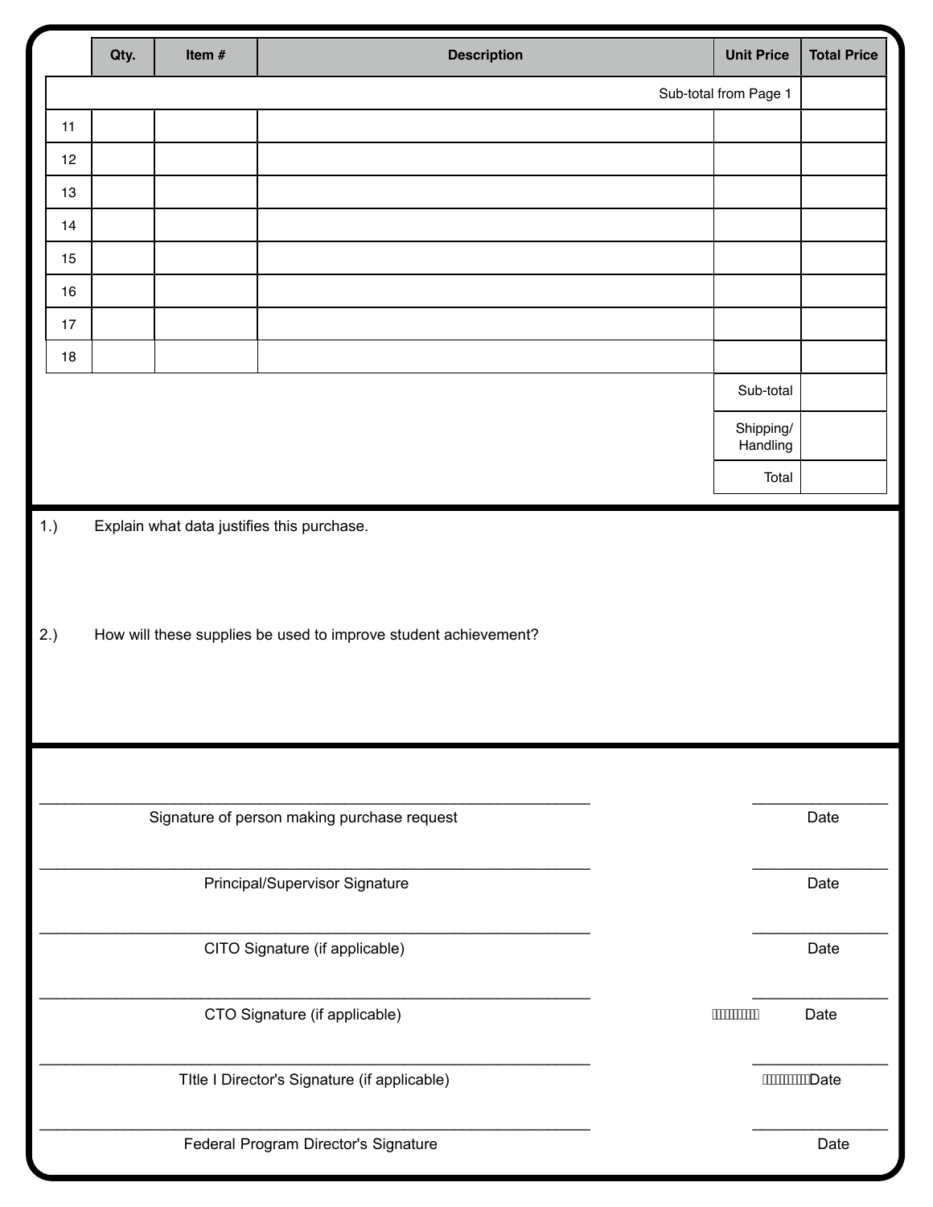| | Qty. | Item # | Description | Unit Price | Total Price |
|---|---|---|---|---|---|
| | | | | Sub-total from Page 1 | |
| 11 | | | | | |
| 12 | | | | | |
| 13 | | | | | |
| 14 | | | | | |
| 15 | | | | | |
| 16 | | | | | |
| 17 | | | | | |
| 18 | | | | | |
| | | | | Sub-total | |
| | | | | Shipping/ Handling | |
| | | | | Total | |

1.) Explain what data justifies this purchase.

2.) How will these supplies be used to improve student achievement?

_______________________________________________ _______________
Signature of person making purchase request Date

_______________________________________________ _______________
Principal/Supervisor Signature Date

_______________________________________________ _______________
CITO Signature (if applicable) Date

_______________________________________________ _______________
CTO Signature (if applicable) Date

_______________________________________________ _______________
TItle I Director's Signature (if applicable) Date

_______________________________________________ _______________
Federal Program Director's Signature Date